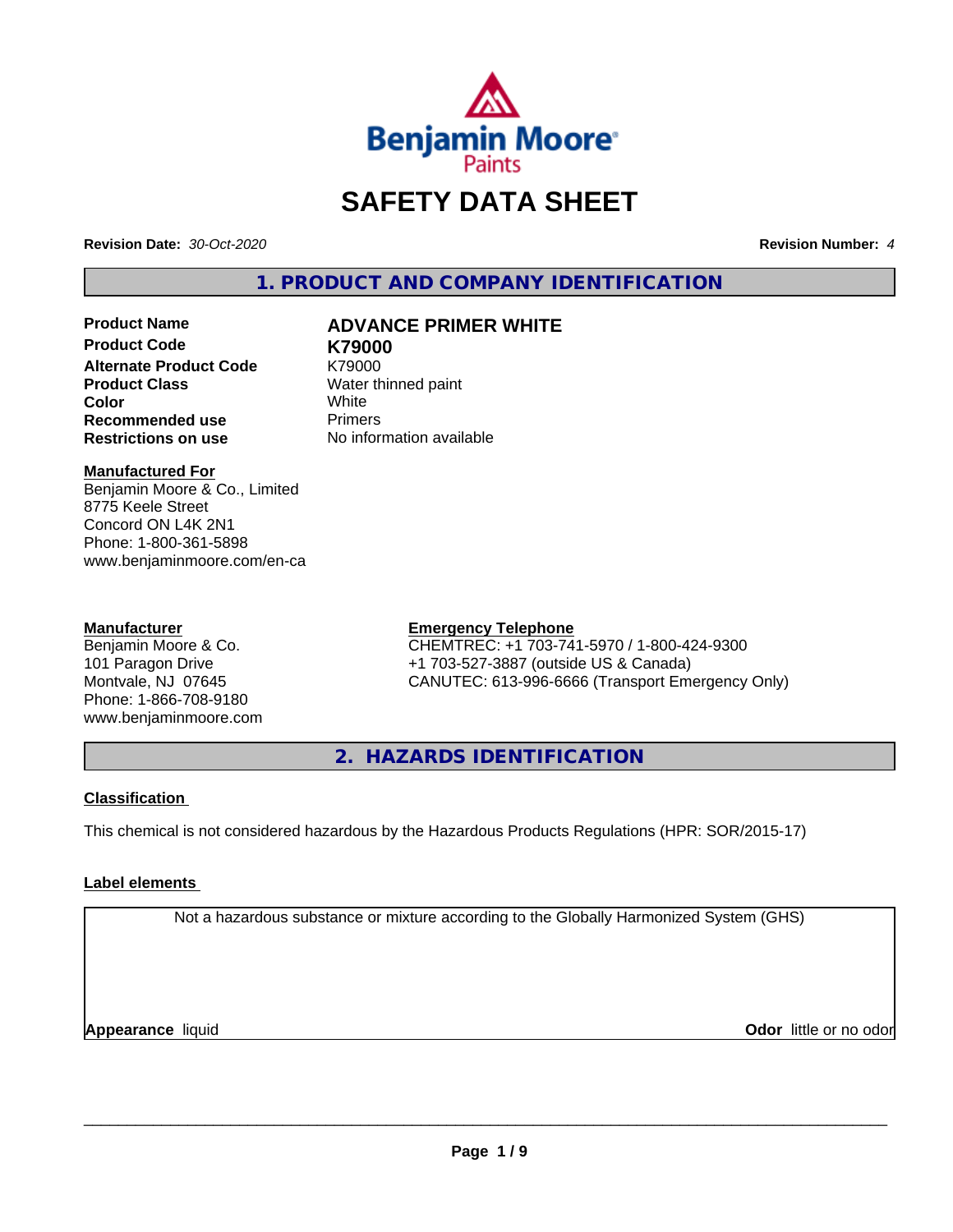# SAFETY DATA SHEET

**Revision Date:** *30-Oct-2020* **Revision Number:** *4*

## 1. PRODUCT AND COMPANY IDENTIFICATION

| | |
|---|---|
| **Product Name** | **ADVANCE PRIMER WHITE** |
| **Product Code** | **K79000** |
| **Alternate Product Code** | K79000 |
| **Product Class** | Water thinned paint |
| **Color** | White |
| **Recommended use** | Primers |
| **Restrictions on use** | No information available |

**Manufactured For**
Benjamin Moore & Co., Limited
8775 Keele Street
Concord ON L4K 2N1
Phone: 1-800-361-5898
www.benjaminmoore.com/en-ca

**Manufacturer**
Benjamin Moore & Co.
101 Paragon Drive
Montvale, NJ 07645
Phone: 1-866-708-9180
www.benjaminmoore.com

**Emergency Telephone**
CHEMTREC: +1 703-741-5970 / 1-800-424-9300
+1 703-527-3887 (outside US & Canada)
CANUTEC: 613-996-6666 (Transport Emergency Only)

## 2. HAZARDS IDENTIFICATION

**Classification**

This chemical is not considered hazardous by the Hazardous Products Regulations (HPR: SOR/2015-17)

**Label elements**

Not a hazardous substance or mixture according to the Globally Harmonized System (GHS)

**Appearance** liquid **Odor** little or no odor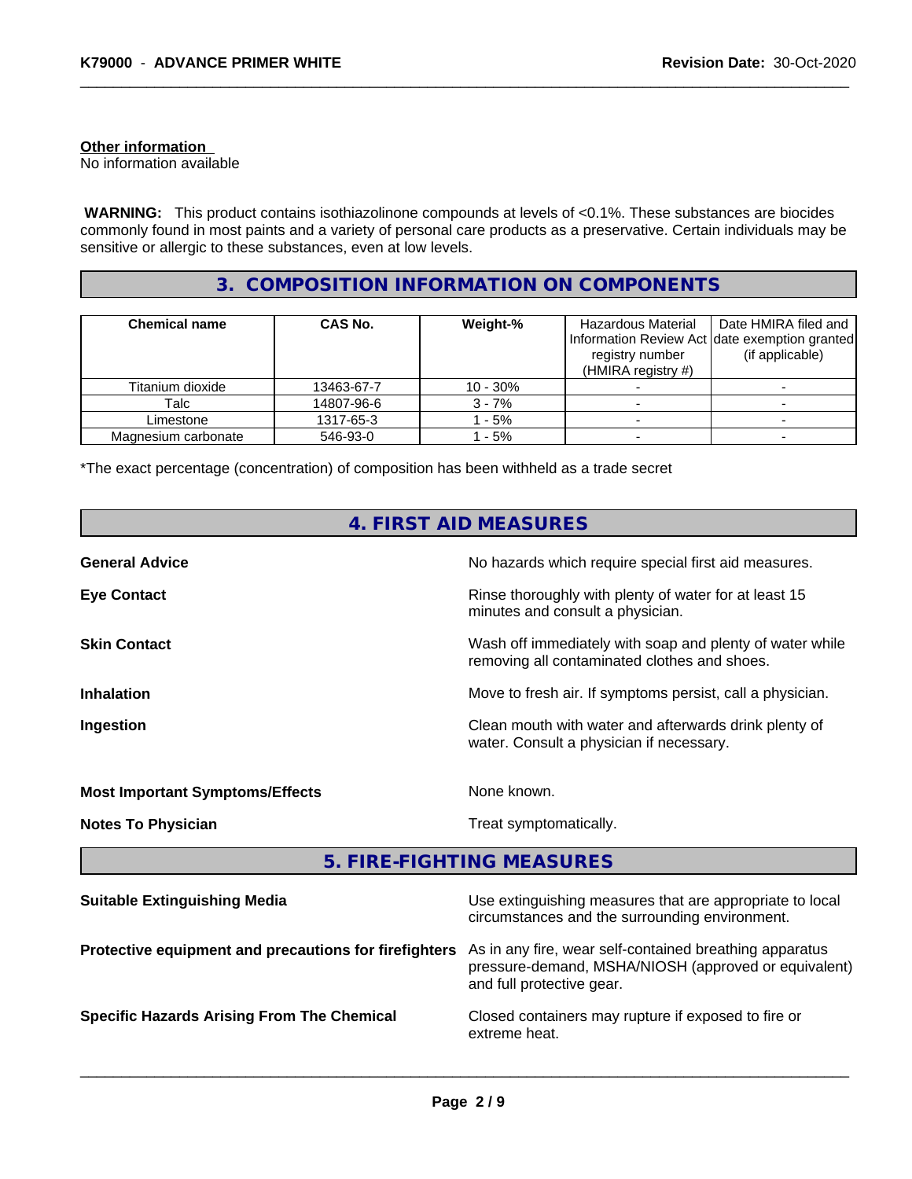**Other information**
No information available

**WARNING:** This product contains isothiazolinone compounds at levels of <0.1%. These substances are biocides commonly found in most paints and a variety of personal care products as a preservative. Certain individuals may be sensitive or allergic to these substances, even at low levels.

## 3. COMPOSITION INFORMATION ON COMPONENTS

| Chemical name | CAS No. | Weight-% | Hazardous Material Information Review Act registry number (HMIRA registry #) | Date HMIRA filed and date exemption granted (if applicable) |
|---|---|---|---|---|
| Titanium dioxide | 13463-67-7 | 10 - 30% | - | - |
| Talc | 14807-96-6 | 3 - 7% | - | - |
| Limestone | 1317-65-3 | 1 - 5% | - | - |
| Magnesium carbonate | 546-93-0 | 1 - 5% | - | - |

*The exact percentage (concentration) of composition has been withheld as a trade secret

## 4. FIRST AID MEASURES

**General Advice** No hazards which require special first aid measures.

**Eye Contact** Rinse thoroughly with plenty of water for at least 15 minutes and consult a physician.

**Skin Contact** Wash off immediately with soap and plenty of water while removing all contaminated clothes and shoes.

**Inhalation** Move to fresh air. If symptoms persist, call a physician.

**Ingestion** Clean mouth with water and afterwards drink plenty of water. Consult a physician if necessary.

**Most Important Symptoms/Effects** None known.

**Notes To Physician** Treat symptomatically.

## 5. FIRE-FIGHTING MEASURES

**Suitable Extinguishing Media** Use extinguishing measures that are appropriate to local circumstances and the surrounding environment.

**Protective equipment and precautions for firefighters** As in any fire, wear self-contained breathing apparatus pressure-demand, MSHA/NIOSH (approved or equivalent) and full protective gear.

**Specific Hazards Arising From The Chemical** Closed containers may rupture if exposed to fire or extreme heat.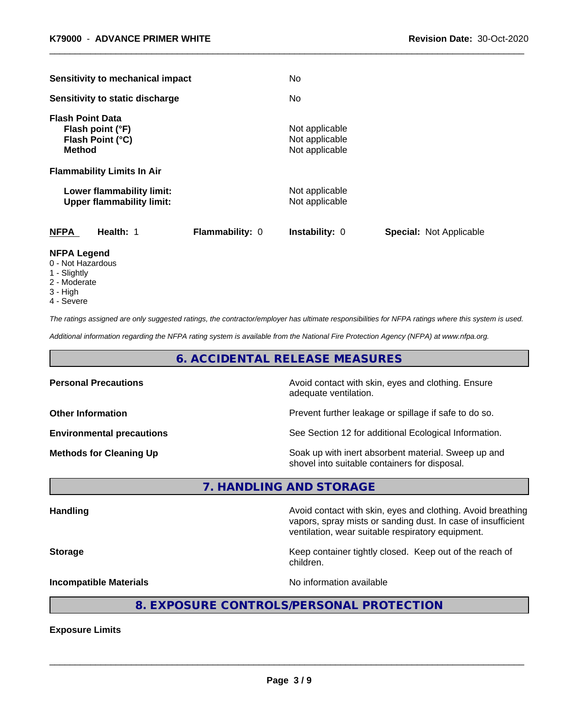**Sensitivity to mechanical impact** No

**Sensitivity to static discharge** No

**Flash Point Data**

| | |
|---|---|
| **Flash point (°F)** | Not applicable |
| **Flash Point (°C)** | Not applicable |
| **Method** | Not applicable |

**Flammability Limits In Air**

| | |
|---|---|
| **Lower flammability limit:** | Not applicable |
| **Upper flammability limit:** | Not applicable |

| NFPA | Health: 1 | Flammability: 0 | Instability: 0 | Special: Not Applicable |
|---|---|---|---|---|

**NFPA Legend**

- 0 - Not Hazardous
- 1 - Slightly
- 2 - Moderate
- 3 - High
- 4 - Severe

*The ratings assigned are only suggested ratings, the contractor/employer has ultimate responsibilities for NFPA ratings where this system is used.*

*Additional information regarding the NFPA rating system is available from the National Fire Protection Agency (NFPA) at www.nfpa.org.*

## 6. ACCIDENTAL RELEASE MEASURES

| | |
|---|---|
| **Personal Precautions** | Avoid contact with skin, eyes and clothing. Ensure adequate ventilation. |
| **Other Information** | Prevent further leakage or spillage if safe to do so. |
| **Environmental precautions** | See Section 12 for additional Ecological Information. |
| **Methods for Cleaning Up** | Soak up with inert absorbent material. Sweep up and shovel into suitable containers for disposal. |

## 7. HANDLING AND STORAGE

| | |
|---|---|
| **Handling** | Avoid contact with skin, eyes and clothing. Avoid breathing vapors, spray mists or sanding dust. In case of insufficient ventilation, wear suitable respiratory equipment. |
| **Storage** | Keep container tightly closed. Keep out of the reach of children. |
| **Incompatible Materials** | No information available |

## 8. EXPOSURE CONTROLS/PERSONAL PROTECTION

**Exposure Limits**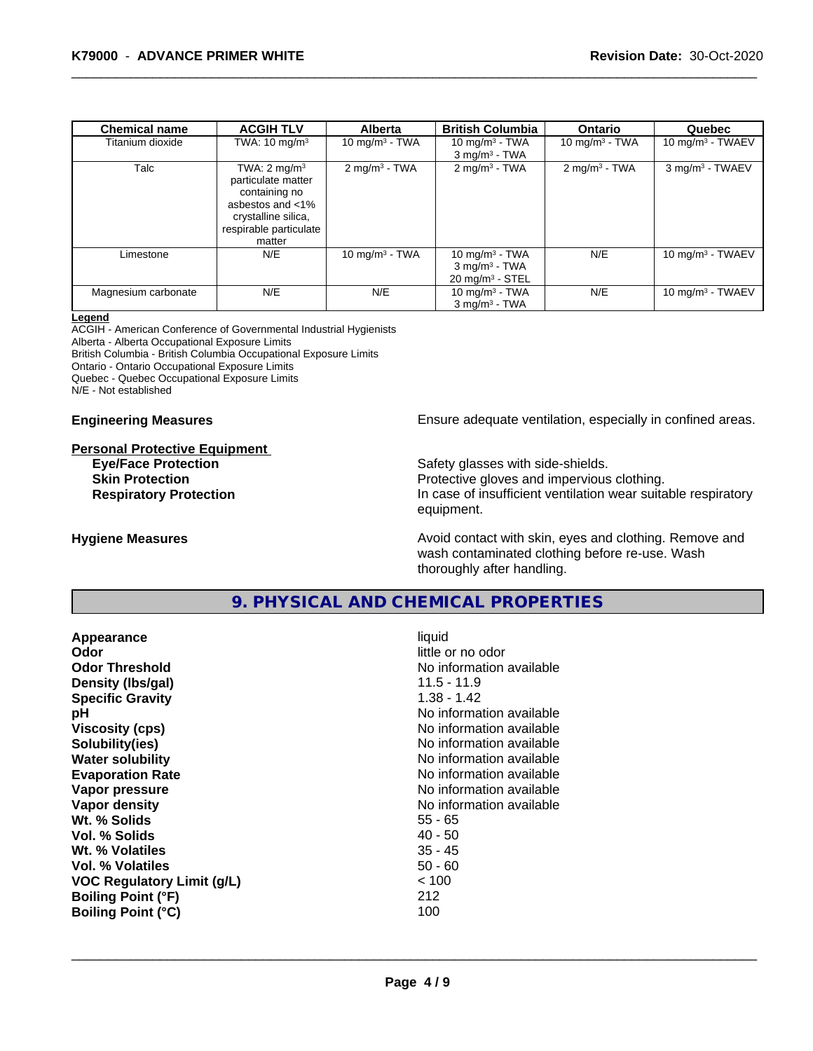| Chemical name | ACGIH TLV | Alberta | British Columbia | Ontario | Quebec |
| --- | --- | --- | --- | --- | --- |
| Titanium dioxide | TWA: 10 mg/m³ | 10 mg/m³ - TWA | 10 mg/m³ - TWA<br>3 mg/m³ - TWA | 10 mg/m³ - TWA | 10 mg/m³ - TWAEV |
| Talc | TWA: 2 mg/m³ particulate matter containing no asbestos and <1% crystalline silica, respirable particulate matter | 2 mg/m³ - TWA | 2 mg/m³ - TWA | 2 mg/m³ - TWA | 3 mg/m³ - TWAEV |
| Limestone | N/E | 10 mg/m³ - TWA | 10 mg/m³ - TWA<br>3 mg/m³ - TWA<br>20 mg/m³ - STEL | N/E | 10 mg/m³ - TWAEV |
| Magnesium carbonate | N/E | N/E | 10 mg/m³ - TWA<br>3 mg/m³ - TWA | N/E | 10 mg/m³ - TWAEV |

**Legend**
ACGIH - American Conference of Governmental Industrial Hygienists
Alberta - Alberta Occupational Exposure Limits
British Columbia - British Columbia Occupational Exposure Limits
Ontario - Ontario Occupational Exposure Limits
Quebec - Quebec Occupational Exposure Limits
N/E - Not established

**Engineering Measures** Ensure adequate ventilation, especially in confined areas.

**Personal Protective Equipment**

**Eye/Face Protection** Safety glasses with side-shields.

**Skin Protection** Protective gloves and impervious clothing.

**Respiratory Protection** In case of insufficient ventilation wear suitable respiratory equipment.

**Hygiene Measures** Avoid contact with skin, eyes and clothing. Remove and wash contaminated clothing before re-use. Wash thoroughly after handling.

## 9. PHYSICAL AND CHEMICAL PROPERTIES

| | |
| --- | --- |
| **Appearance** | liquid |
| **Odor** | little or no odor |
| **Odor Threshold** | No information available |
| **Density (lbs/gal)** | 11.5 - 11.9 |
| **Specific Gravity** | 1.38 - 1.42 |
| **pH** | No information available |
| **Viscosity (cps)** | No information available |
| **Solubility(ies)** | No information available |
| **Water solubility** | No information available |
| **Evaporation Rate** | No information available |
| **Vapor pressure** | No information available |
| **Vapor density** | No information available |
| **Wt. % Solids** | 55 - 65 |
| **Vol. % Solids** | 40 - 50 |
| **Wt. % Volatiles** | 35 - 45 |
| **Vol. % Volatiles** | 50 - 60 |
| **VOC Regulatory Limit (g/L)** | < 100 |
| **Boiling Point (°F)** | 212 |
| **Boiling Point (°C)** | 100 |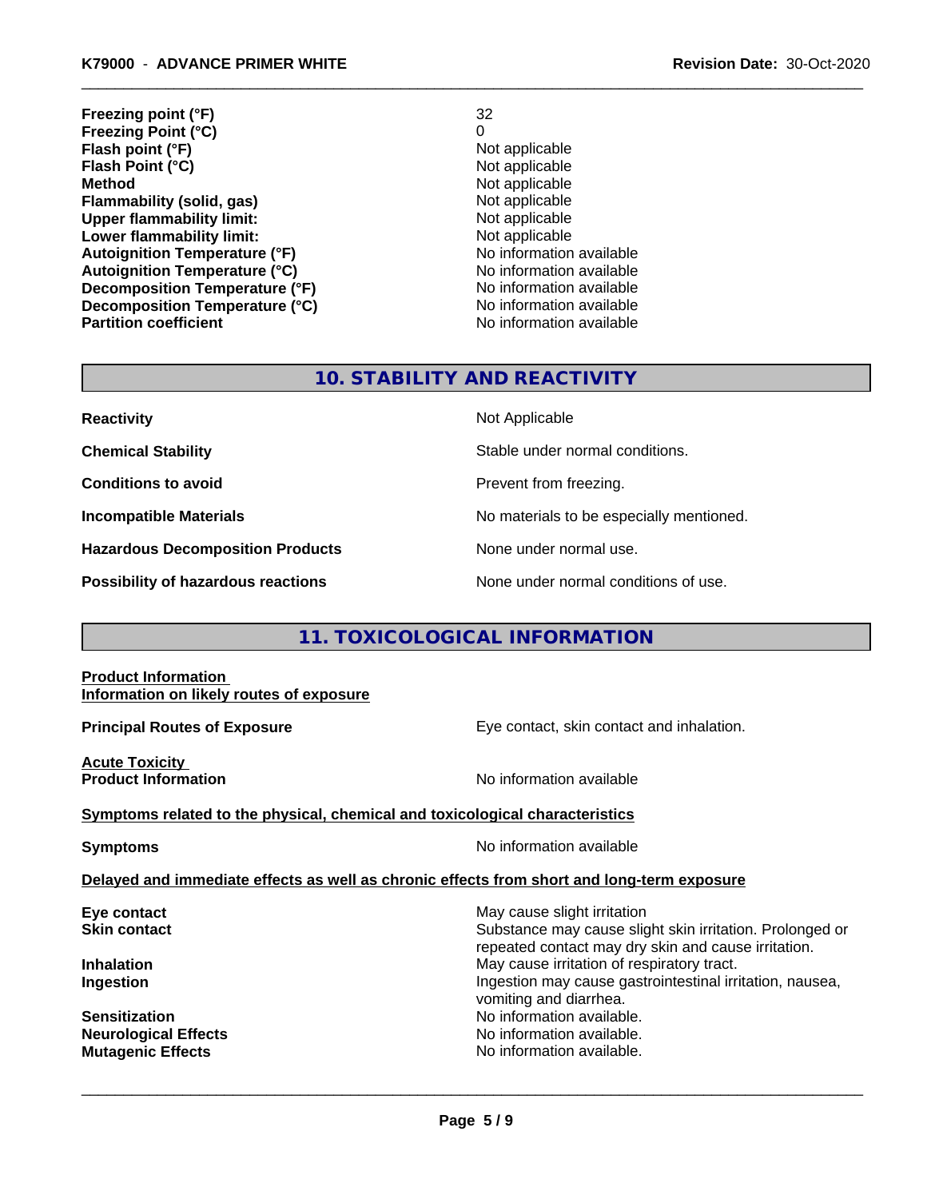| | |
|---|---|
| **Freezing point (°F)** | 32 |
| **Freezing Point (°C)** | 0 |
| **Flash point (°F)** | Not applicable |
| **Flash Point (°C)** | Not applicable |
| **Method** | Not applicable |
| **Flammability (solid, gas)** | Not applicable |
| **Upper flammability limit:** | Not applicable |
| **Lower flammability limit:** | Not applicable |
| **Autoignition Temperature (°F)** | No information available |
| **Autoignition Temperature (°C)** | No information available |
| **Decomposition Temperature (°F)** | No information available |
| **Decomposition Temperature (°C)** | No information available |
| **Partition coefficient** | No information available |

## 10. STABILITY AND REACTIVITY

| | |
|---|---|
| **Reactivity** | Not Applicable |
| **Chemical Stability** | Stable under normal conditions. |
| **Conditions to avoid** | Prevent from freezing. |
| **Incompatible Materials** | No materials to be especially mentioned. |
| **Hazardous Decomposition Products** | None under normal use. |
| **Possibility of hazardous reactions** | None under normal conditions of use. |

## 11. TOXICOLOGICAL INFORMATION

**Product Information**
**Information on likely routes of exposure**

**Principal Routes of Exposure** Eye contact, skin contact and inhalation.

**Acute Toxicity**
**Product Information** No information available

**Symptoms related to the physical, chemical and toxicological characteristics**

**Symptoms** No information available

**Delayed and immediate effects as well as chronic effects from short and long-term exposure**

| | |
|---|---|
| **Eye contact** | May cause slight irritation |
| **Skin contact** | Substance may cause slight skin irritation. Prolonged or repeated contact may dry skin and cause irritation. |
| **Inhalation** | May cause irritation of respiratory tract. |
| **Ingestion** | Ingestion may cause gastrointestinal irritation, nausea, vomiting and diarrhea. |
| **Sensitization** | No information available. |
| **Neurological Effects** | No information available. |
| **Mutagenic Effects** | No information available. |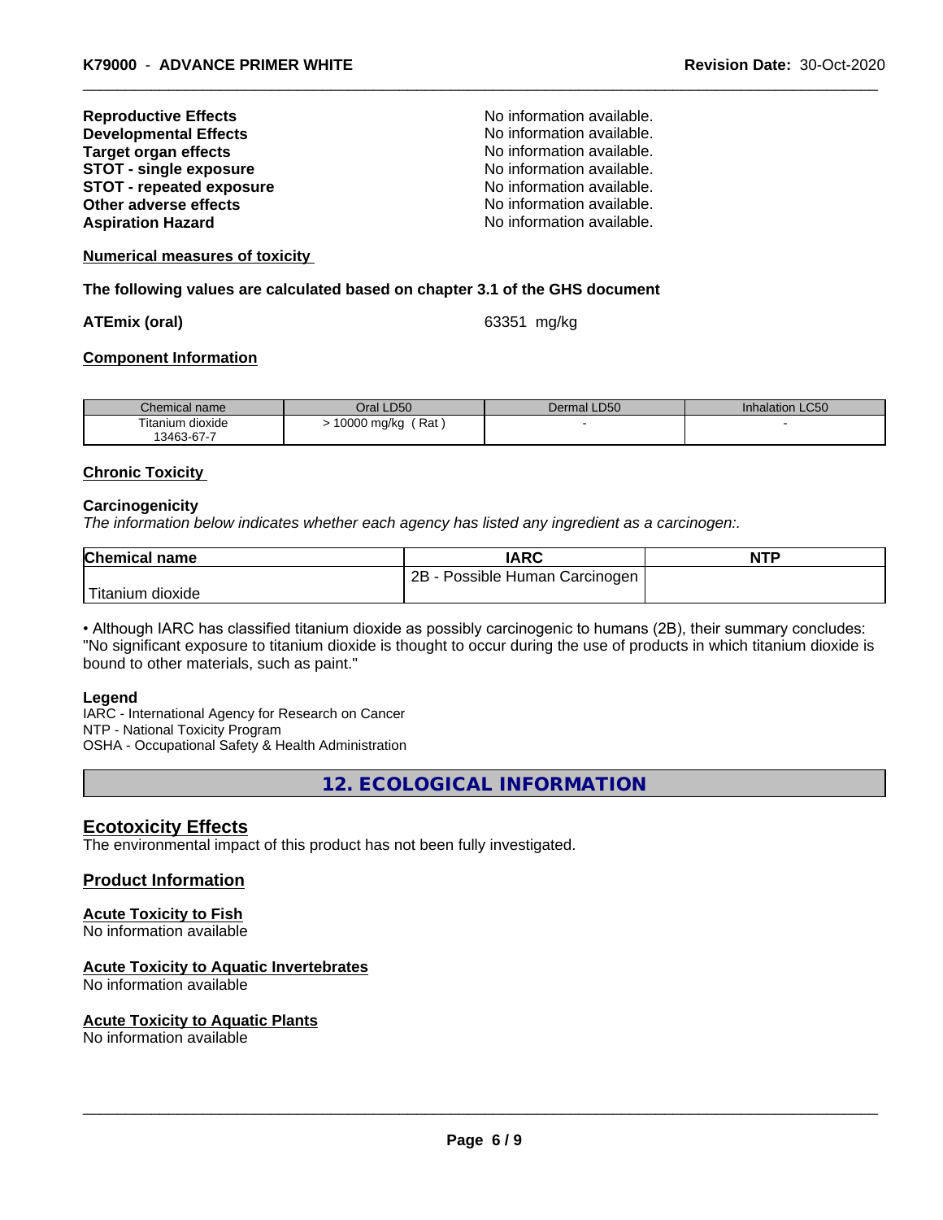**Reproductive Effects** No information available.
**Developmental Effects** No information available.
**Target organ effects** No information available.
**STOT - single exposure** No information available.
**STOT - repeated exposure** No information available.
**Other adverse effects** No information available.
**Aspiration Hazard** No information available.

**Numerical measures of toxicity**

**The following values are calculated based on chapter 3.1 of the GHS document**

**ATEmix (oral)** 63351 mg/kg

**Component Information**

| Chemical name | Oral LD50 | Dermal LD50 | Inhalation LC50 |
|---|---|---|---|
| Titanium dioxide 13463-67-7 | > 10000 mg/kg ( Rat ) | - | - |

**Chronic Toxicity**

**Carcinogenicity**

*The information below indicates whether each agency has listed any ingredient as a carcinogen:.*

| Chemical name | IARC | NTP |
|---|---|---|
| Titanium dioxide | 2B - Possible Human Carcinogen | |

• Although IARC has classified titanium dioxide as possibly carcinogenic to humans (2B), their summary concludes: "No significant exposure to titanium dioxide is thought to occur during the use of products in which titanium dioxide is bound to other materials, such as paint."

**Legend**
IARC - International Agency for Research on Cancer
NTP - National Toxicity Program
OSHA - Occupational Safety & Health Administration

## 12. ECOLOGICAL INFORMATION

### Ecotoxicity Effects

The environmental impact of this product has not been fully investigated.

### Product Information

**Acute Toxicity to Fish**
No information available

**Acute Toxicity to Aquatic Invertebrates**
No information available

**Acute Toxicity to Aquatic Plants**
No information available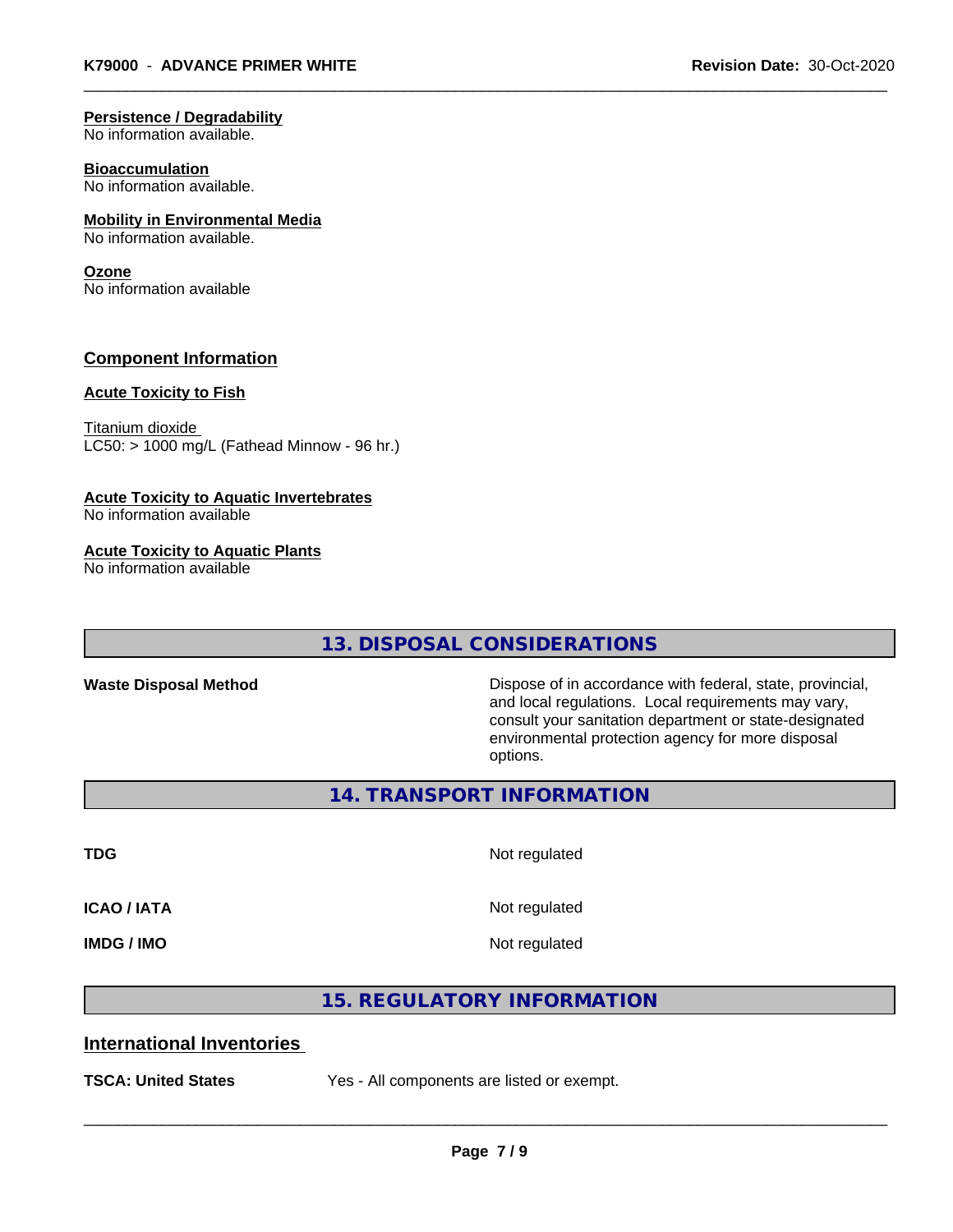**Persistence / Degradability**
No information available.

**Bioaccumulation**
No information available.

**Mobility in Environmental Media**
No information available.

**Ozone**
No information available

## Component Information

**Acute Toxicity to Fish**

Titanium dioxide
LC50: > 1000 mg/L (Fathead Minnow - 96 hr.)

**Acute Toxicity to Aquatic Invertebrates**
No information available

**Acute Toxicity to Aquatic Plants**
No information available

## 13. DISPOSAL CONSIDERATIONS

| | |
|---|---|
| **Waste Disposal Method** | Dispose of in accordance with federal, state, provincial, and local regulations. Local requirements may vary, consult your sanitation department or state-designated environmental protection agency for more disposal options. |

## 14. TRANSPORT INFORMATION

| | |
|---|---|
| **TDG** | Not regulated |
| **ICAO / IATA** | Not regulated |
| **IMDG / IMO** | Not regulated |

## 15. REGULATORY INFORMATION

### International Inventories

| | |
|---|---|
| **TSCA: United States** | Yes - All components are listed or exempt. |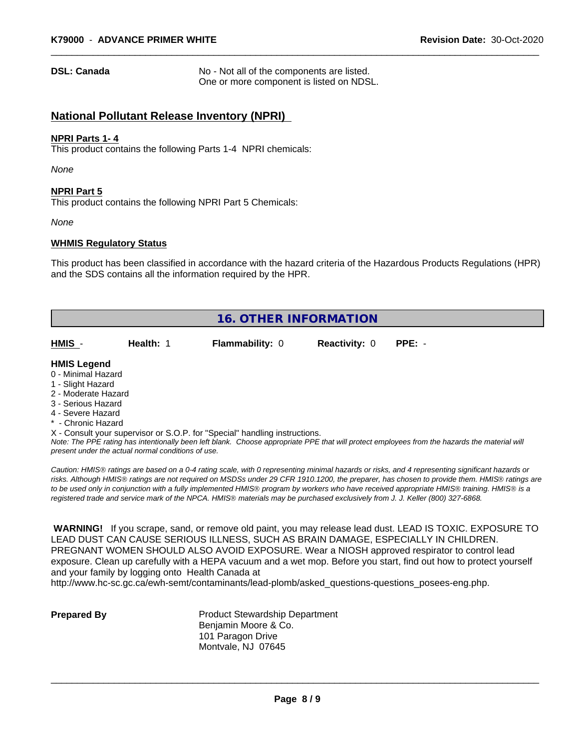| | |
|---|---|
| **DSL: Canada** | No - Not all of the components are listed. One or more component is listed on NDSL. |

## National Pollutant Release Inventory (NPRI)

**NPRI Parts 1- 4**

This product contains the following Parts 1-4 NPRI chemicals:

*None*

**NPRI Part 5**

This product contains the following NPRI Part 5 Chemicals:

*None*

**WHMIS Regulatory Status**

This product has been classified in accordance with the hazard criteria of the Hazardous Products Regulations (HPR) and the SDS contains all the information required by the HPR.

## 16. OTHER INFORMATION

| | | | | |
|---|---|---|---|---|
| **HMIS** - | **Health:** 1 | **Flammability:** 0 | **Reactivity:** 0 | **PPE:** - |

**HMIS Legend**

0 - Minimal Hazard
1 - Slight Hazard
2 - Moderate Hazard
3 - Serious Hazard
4 - Severe Hazard
* - Chronic Hazard
X - Consult your supervisor or S.O.P. for "Special" handling instructions.

*Note: The PPE rating has intentionally been left blank. Choose appropriate PPE that will protect employees from the hazards the material will present under the actual normal conditions of use.*

*Caution: HMIS® ratings are based on a 0-4 rating scale, with 0 representing minimal hazards or risks, and 4 representing significant hazards or risks. Although HMIS® ratings are not required on MSDSs under 29 CFR 1910.1200, the preparer, has chosen to provide them. HMIS® ratings are to be used only in conjunction with a fully implemented HMIS® program by workers who have received appropriate HMIS® training. HMIS® is a registered trade and service mark of the NPCA. HMIS® materials may be purchased exclusively from J. J. Keller (800) 327-6868.*

**WARNING!** If you scrape, sand, or remove old paint, you may release lead dust. LEAD IS TOXIC. EXPOSURE TO LEAD DUST CAN CAUSE SERIOUS ILLNESS, SUCH AS BRAIN DAMAGE, ESPECIALLY IN CHILDREN. PREGNANT WOMEN SHOULD ALSO AVOID EXPOSURE. Wear a NIOSH approved respirator to control lead exposure. Clean up carefully with a HEPA vacuum and a wet mop. Before you start, find out how to protect yourself and your family by logging onto Health Canada at http://www.hc-sc.gc.ca/ewh-semt/contaminants/lead-plomb/asked_questions-questions_posees-eng.php.

| | |
|---|---|
| **Prepared By** | Product Stewardship Department<br>Benjamin Moore & Co.<br>101 Paragon Drive<br>Montvale, NJ 07645 |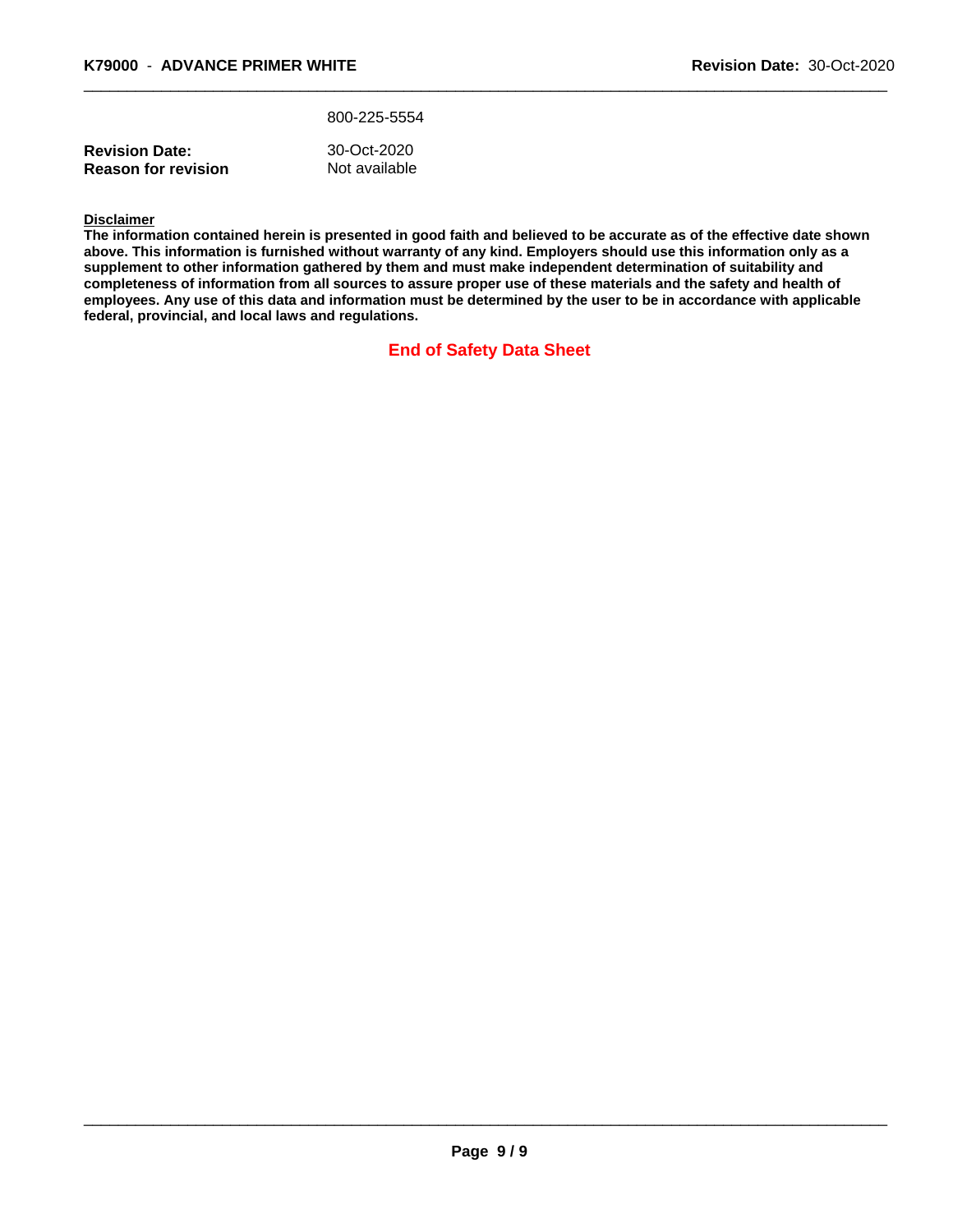800-225-5554

**Revision Date:** 30-Oct-2020
**Reason for revision** Not available

**Disclaimer**

**The information contained herein is presented in good faith and believed to be accurate as of the effective date shown above. This information is furnished without warranty of any kind. Employers should use this information only as a supplement to other information gathered by them and must make independent determination of suitability and completeness of information from all sources to assure proper use of these materials and the safety and health of employees. Any use of this data and information must be determined by the user to be in accordance with applicable federal, provincial, and local laws and regulations.**

**End of Safety Data Sheet**